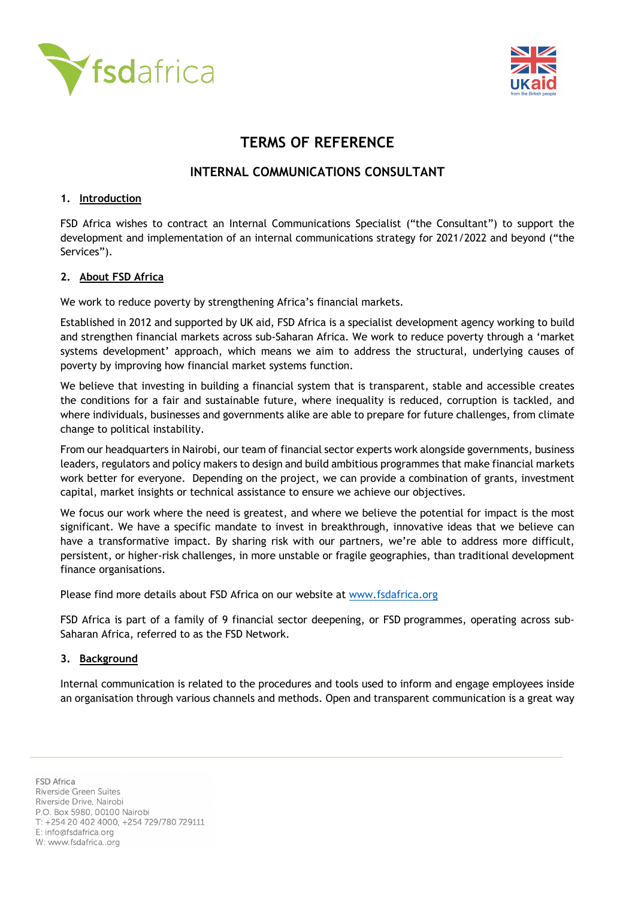# TERMS OF REFERENCE

## INTERNAL COMMUNICATIONS CONSULTANT

### 1. Introduction

FSD Africa wishes to contract an Internal Communications Specialist ("the Consultant") to support the development and implementation of an internal communications strategy for 2021/2022 and beyond ("the Services").

### 2. About FSD Africa

We work to reduce poverty by strengthening Africa's financial markets.

Established in 2012 and supported by UK aid, FSD Africa is a specialist development agency working to build and strengthen financial markets across sub-Saharan Africa. We work to reduce poverty through a 'market systems development' approach, which means we aim to address the structural, underlying causes of poverty by improving how financial market systems function.

We believe that investing in building a financial system that is transparent, stable and accessible creates the conditions for a fair and sustainable future, where inequality is reduced, corruption is tackled, and where individuals, businesses and governments alike are able to prepare for future challenges, from climate change to political instability.

From our headquarters in Nairobi, our team of financial sector experts work alongside governments, business leaders, regulators and policy makers to design and build ambitious programmes that make financial markets work better for everyone. Depending on the project, we can provide a combination of grants, investment capital, market insights or technical assistance to ensure we achieve our objectives.

We focus our work where the need is greatest, and where we believe the potential for impact is the most significant. We have a specific mandate to invest in breakthrough, innovative ideas that we believe can have a transformative impact. By sharing risk with our partners, we're able to address more difficult, persistent, or higher-risk challenges, in more unstable or fragile geographies, than traditional development finance organisations.

Please find more details about FSD Africa on our website at [www.fsdafrica.org](http://www.fsdafrica.org)

FSD Africa is part of a family of 9 financial sector deepening, or FSD programmes, operating across sub-Saharan Africa, referred to as the FSD Network.

### 3. Background

Internal communication is related to the procedures and tools used to inform and engage employees inside an organisation through various channels and methods. Open and transparent communication is a great way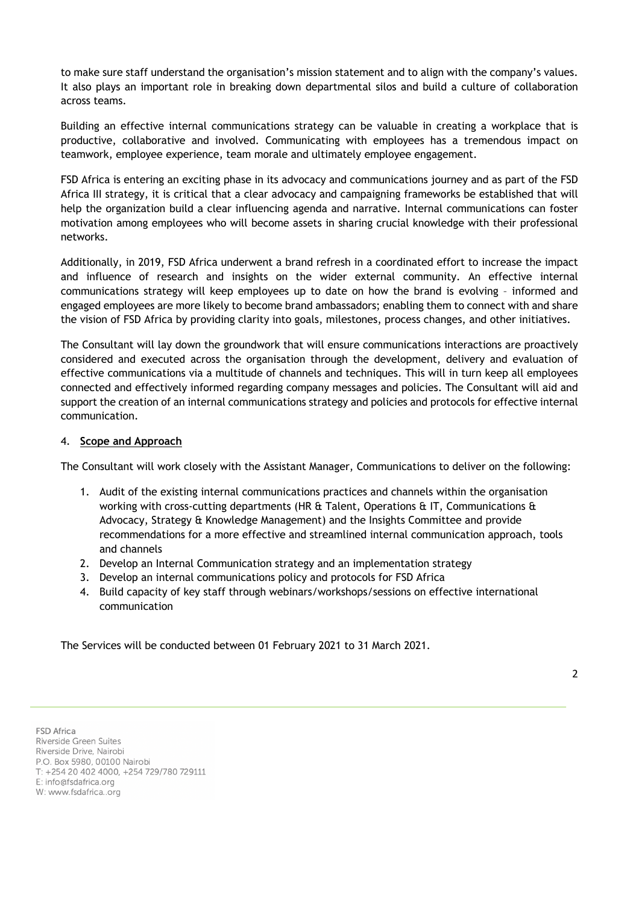to make sure staff understand the organisation's mission statement and to align with the company's values. It also plays an important role in breaking down departmental silos and build a culture of collaboration across teams.

Building an effective internal communications strategy can be valuable in creating a workplace that is productive, collaborative and involved. Communicating with employees has a tremendous impact on teamwork, employee experience, team morale and ultimately employee engagement.

FSD Africa is entering an exciting phase in its advocacy and communications journey and as part of the FSD Africa III strategy, it is critical that a clear advocacy and campaigning frameworks be established that will help the organization build a clear influencing agenda and narrative. Internal communications can foster motivation among employees who will become assets in sharing crucial knowledge with their professional networks.

Additionally, in 2019, FSD Africa underwent a brand refresh in a coordinated effort to increase the impact and influence of research and insights on the wider external community. An effective internal communications strategy will keep employees up to date on how the brand is evolving – informed and engaged employees are more likely to become brand ambassadors; enabling them to connect with and share the vision of FSD Africa by providing clarity into goals, milestones, process changes, and other initiatives.

The Consultant will lay down the groundwork that will ensure communications interactions are proactively considered and executed across the organisation through the development, delivery and evaluation of effective communications via a multitude of channels and techniques. This will in turn keep all employees connected and effectively informed regarding company messages and policies. The Consultant will aid and support the creation of an internal communications strategy and policies and protocols for effective internal communication.

## 4. Scope and Approach

The Consultant will work closely with the Assistant Manager, Communications to deliver on the following:

1. Audit of the existing internal communications practices and channels within the organisation working with cross-cutting departments (HR & Talent, Operations & IT, Communications & Advocacy, Strategy & Knowledge Management) and the Insights Committee and provide recommendations for a more effective and streamlined internal communication approach, tools and channels
2. Develop an Internal Communication strategy and an implementation strategy
3. Develop an internal communications policy and protocols for FSD Africa
4. Build capacity of key staff through webinars/workshops/sessions on effective international communication

The Services will be conducted between 01 February 2021 to 31 March 2021.

FSD Africa
Riverside Green Suites
Riverside Drive, Nairobi
P.O. Box 5980, 00100 Nairobi
T: +254 20 402 4000, +254 729/780 729111
E: info@fsdafrica.org
W: www.fsdafrica..org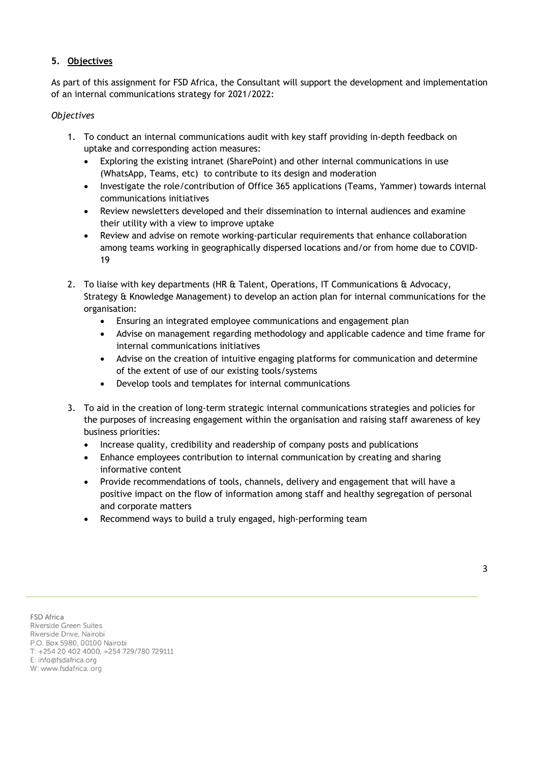## 5. Objectives

As part of this assignment for FSD Africa, the Consultant will support the development and implementation of an internal communications strategy for 2021/2022:

*Objectives*

1. To conduct an internal communications audit with key staff providing in-depth feedback on uptake and corresponding action measures:
   - Exploring the existing intranet (SharePoint) and other internal communications in use (WhatsApp, Teams, etc) to contribute to its design and moderation
   - Investigate the role/contribution of Office 365 applications (Teams, Yammer) towards internal communications initiatives
   - Review newsletters developed and their dissemination to internal audiences and examine their utility with a view to improve uptake
   - Review and advise on remote working-particular requirements that enhance collaboration among teams working in geographically dispersed locations and/or from home due to COVID-19

2. To liaise with key departments (HR & Talent, Operations, IT Communications & Advocacy, Strategy & Knowledge Management) to develop an action plan for internal communications for the organisation:
   - Ensuring an integrated employee communications and engagement plan
   - Advise on management regarding methodology and applicable cadence and time frame for internal communications initiatives
   - Advise on the creation of intuitive engaging platforms for communication and determine of the extent of use of our existing tools/systems
   - Develop tools and templates for internal communications

3. To aid in the creation of long-term strategic internal communications strategies and policies for the purposes of increasing engagement within the organisation and raising staff awareness of key business priorities:
   - Increase quality, credibility and readership of company posts and publications
   - Enhance employees contribution to internal communication by creating and sharing informative content
   - Provide recommendations of tools, channels, delivery and engagement that will have a positive impact on the flow of information among staff and healthy segregation of personal and corporate matters
   - Recommend ways to build a truly engaged, high-performing team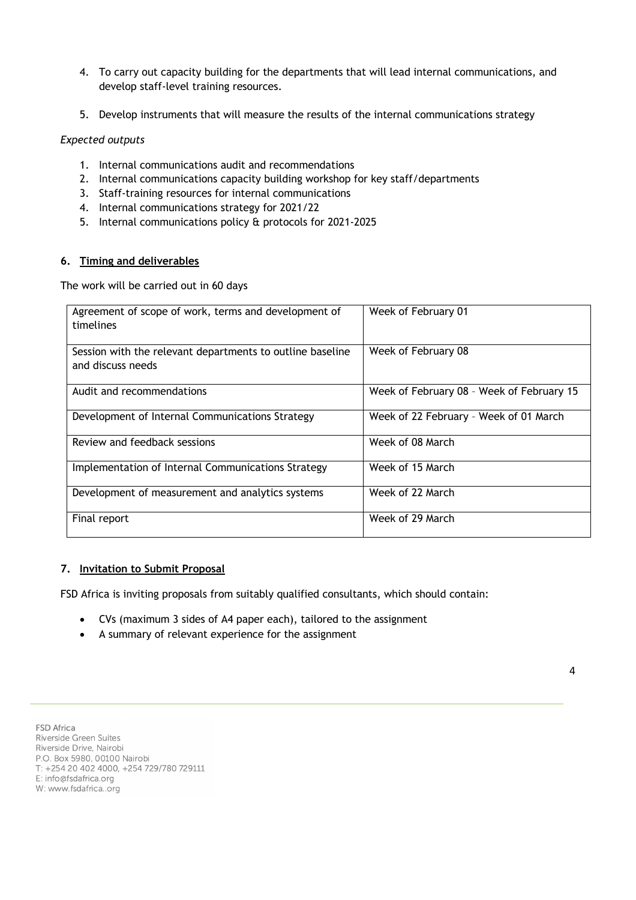4. To carry out capacity building for the departments that will lead internal communications, and develop staff-level training resources.
5. Develop instruments that will measure the results of the internal communications strategy

*Expected outputs*

1. Internal communications audit and recommendations
2. Internal communications capacity building workshop for key staff/departments
3. Staff-training resources for internal communications
4. Internal communications strategy for 2021/22
5. Internal communications policy & protocols for 2021-2025

## 6. Timing and deliverables

The work will be carried out in 60 days

| | |
|---|---|
| Agreement of scope of work, terms and development of timelines | Week of February 01 |
| Session with the relevant departments to outline baseline and discuss needs | Week of February 08 |
| Audit and recommendations | Week of February 08 – Week of February 15 |
| Development of Internal Communications Strategy | Week of 22 February – Week of 01 March |
| Review and feedback sessions | Week of 08 March |
| Implementation of Internal Communications Strategy | Week of 15 March |
| Development of measurement and analytics systems | Week of 22 March |
| Final report | Week of 29 March |

## 7. Invitation to Submit Proposal

FSD Africa is inviting proposals from suitably qualified consultants, which should contain:

- CVs (maximum 3 sides of A4 paper each), tailored to the assignment
- A summary of relevant experience for the assignment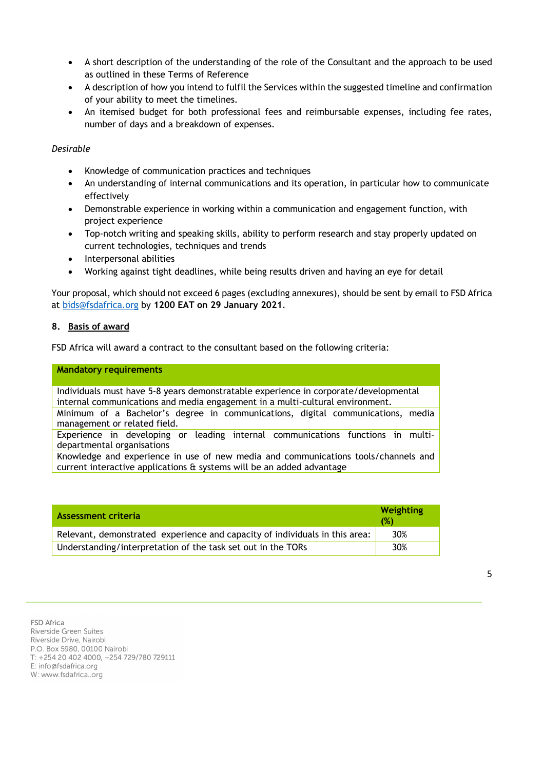- A short description of the understanding of the role of the Consultant and the approach to be used as outlined in these Terms of Reference
- A description of how you intend to fulfil the Services within the suggested timeline and confirmation of your ability to meet the timelines.
- An itemised budget for both professional fees and reimbursable expenses, including fee rates, number of days and a breakdown of expenses.

*Desirable*

- Knowledge of communication practices and techniques
- An understanding of internal communications and its operation, in particular how to communicate effectively
- Demonstrable experience in working within a communication and engagement function, with project experience
- Top-notch writing and speaking skills, ability to perform research and stay properly updated on current technologies, techniques and trends
- Interpersonal abilities
- Working against tight deadlines, while being results driven and having an eye for detail

Your proposal, which should not exceed 6 pages (excluding annexures), should be sent by email to FSD Africa at bids@fsdafrica.org by **1200 EAT on 29 January 2021**.

## 8. Basis of award

FSD Africa will award a contract to the consultant based on the following criteria:

| Mandatory requirements |
|---|
| Individuals must have 5-8 years demonstratable experience in corporate/developmental internal communications and media engagement in a multi-cultural environment. |
| Minimum of a Bachelor's degree in communications, digital communications, media management or related field. |
| Experience in developing or leading internal communications functions in multi-departmental organisations |
| Knowledge and experience in use of new media and communications tools/channels and current interactive applications & systems will be an added advantage |

| Assessment criteria | Weighting (%) |
|---|---|
| Relevant, demonstrated experience and capacity of individuals in this area: | 30% |
| Understanding/interpretation of the task set out in the TORs | 30% |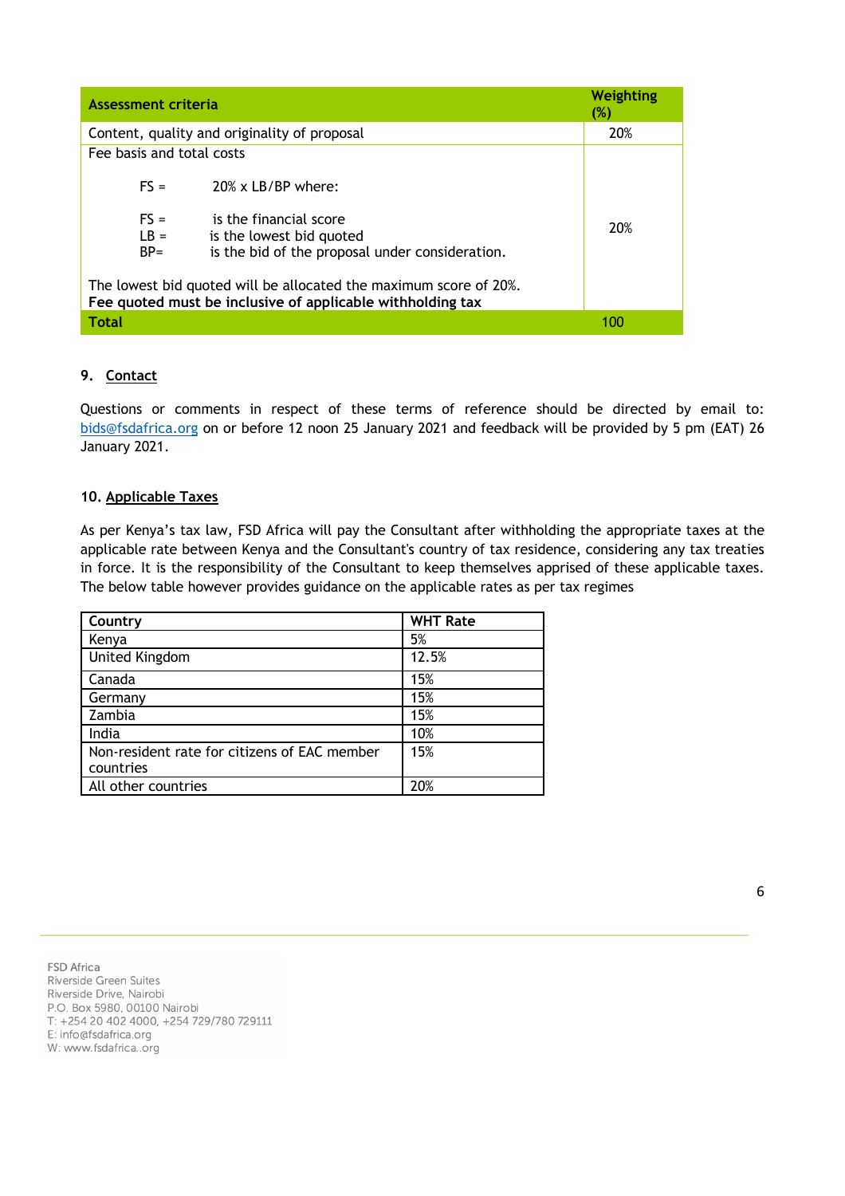| Assessment criteria | Weighting (%) |
|---|---|
| Content, quality and originality of proposal | 20% |
| Fee basis and total costs<br><br>FS = 20% x LB/BP where:<br><br>FS = is the financial score<br>LB = is the lowest bid quoted<br>BP= is the bid of the proposal under consideration.<br><br>The lowest bid quoted will be allocated the maximum score of 20%.<br>**Fee quoted must be inclusive of applicable withholding tax** | 20% |
| **Total** | 100 |

## 9. Contact

Questions or comments in respect of these terms of reference should be directed by email to: bids@fsdafrica.org on or before 12 noon 25 January 2021 and feedback will be provided by 5 pm (EAT) 26 January 2021.

## 10. Applicable Taxes

As per Kenya's tax law, FSD Africa will pay the Consultant after withholding the appropriate taxes at the applicable rate between Kenya and the Consultant's country of tax residence, considering any tax treaties in force. It is the responsibility of the Consultant to keep themselves apprised of these applicable taxes. The below table however provides guidance on the applicable rates as per tax regimes

| Country | WHT Rate |
|---|---|
| Kenya | 5% |
| United Kingdom | 12.5% |
| Canada | 15% |
| Germany | 15% |
| Zambia | 15% |
| India | 10% |
| Non-resident rate for citizens of EAC member countries | 15% |
| All other countries | 20% |

FSD Africa
Riverside Green Suites
Riverside Drive, Nairobi
P.O. Box 5980, 00100 Nairobi
T: +254 20 402 4000, +254 729/780 729111
E: info@fsdafrica.org
W: www.fsdafrica..org